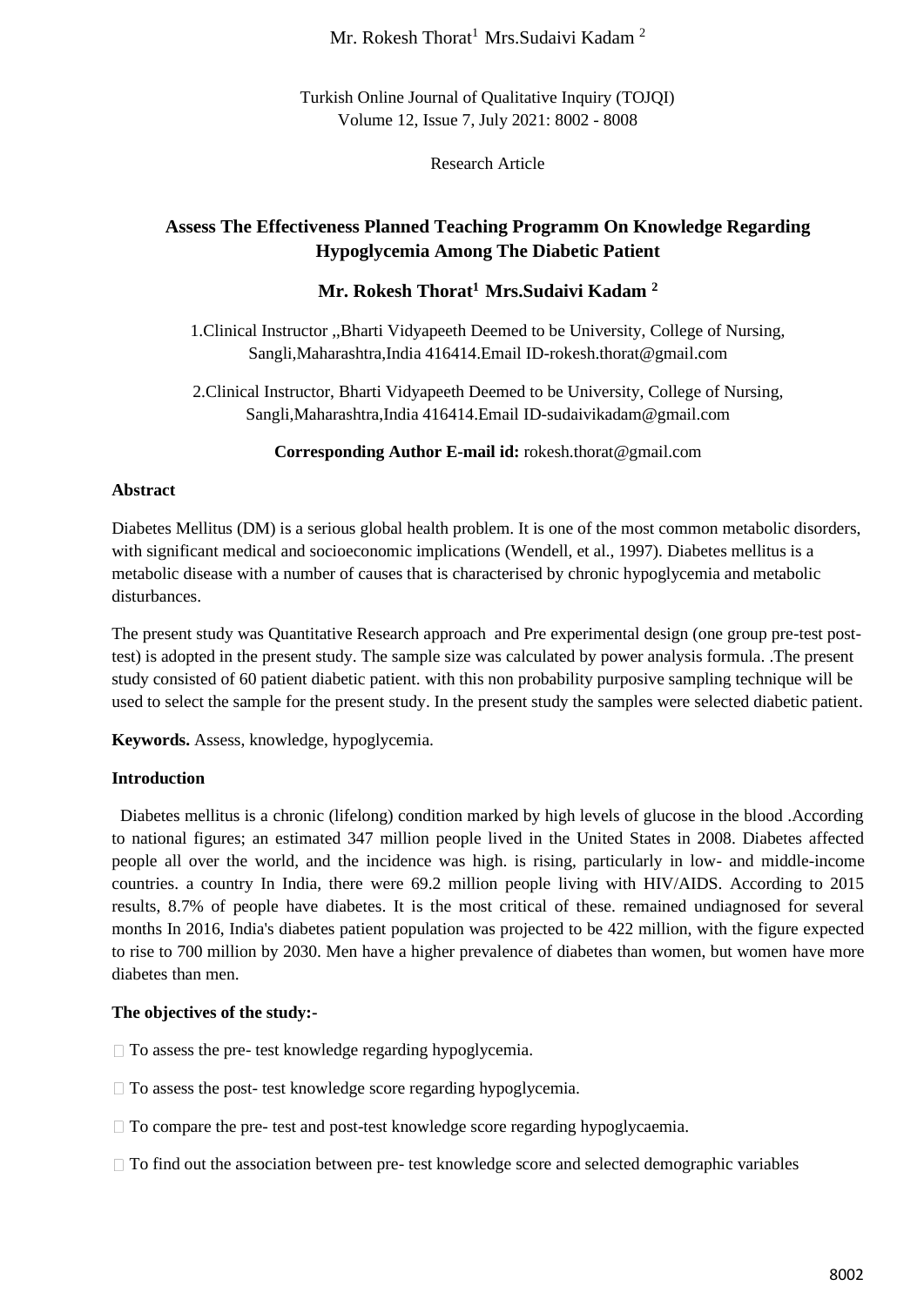Research Article

# Assess The Effectiveness Planned Teaching Programm On Knowledge Regarding Hypoglycemia Among The Diabetic Patient

**Mr. Rokesh Thorat[1] Mrs.Sudaivi Kadam [2]**

1.Clinical Instructor ,,Bharti Vidyapeeth Deemed to be University, College of Nursing, Sangli,Maharashtra,India 416414.Email ID-rokesh.thorat@gmail.com

2.Clinical Instructor, Bharti Vidyapeeth Deemed to be University, College of Nursing, Sangli,Maharashtra,India 416414.Email ID-sudaivikadam@gmail.com

**Corresponding Author E-mail id:** rokesh.thorat@gmail.com

## Abstract

Diabetes Mellitus (DM) is a serious global health problem. It is one of the most common metabolic disorders, with significant medical and socioeconomic implications (Wendell, et al., 1997). Diabetes mellitus is a metabolic disease with a number of causes that is characterised by chronic hypoglycemia and metabolic disturbances.

The present study was Quantitative Research approach and Pre experimental design (one group pre-test post-test) is adopted in the present study. The sample size was calculated by power analysis formula. .The present study consisted of 60 patient diabetic patient. with this non probability purposive sampling technique will be used to select the sample for the present study. In the present study the samples were selected diabetic patient.

**Keywords.** Assess, knowledge, hypoglycemia.

## Introduction

Diabetes mellitus is a chronic (lifelong) condition marked by high levels of glucose in the blood .According to national figures; an estimated 347 million people lived in the United States in 2008. Diabetes affected people all over the world, and the incidence was high. is rising, particularly in low- and middle-income countries. a country In India, there were 69.2 million people living with HIV/AIDS. According to 2015 results, 8.7% of people have diabetes. It is the most critical of these. remained undiagnosed for several months In 2016, India's diabetes patient population was projected to be 422 million, with the figure expected to rise to 700 million by 2030. Men have a higher prevalence of diabetes than women, but women have more diabetes than men.

### The objectives of the study:-

- To assess the pre- test knowledge regarding hypoglycemia.
- To assess the post- test knowledge score regarding hypoglycemia.
- To compare the pre- test and post-test knowledge score regarding hypoglycaemia.
- To find out the association between pre- test knowledge score and selected demographic variables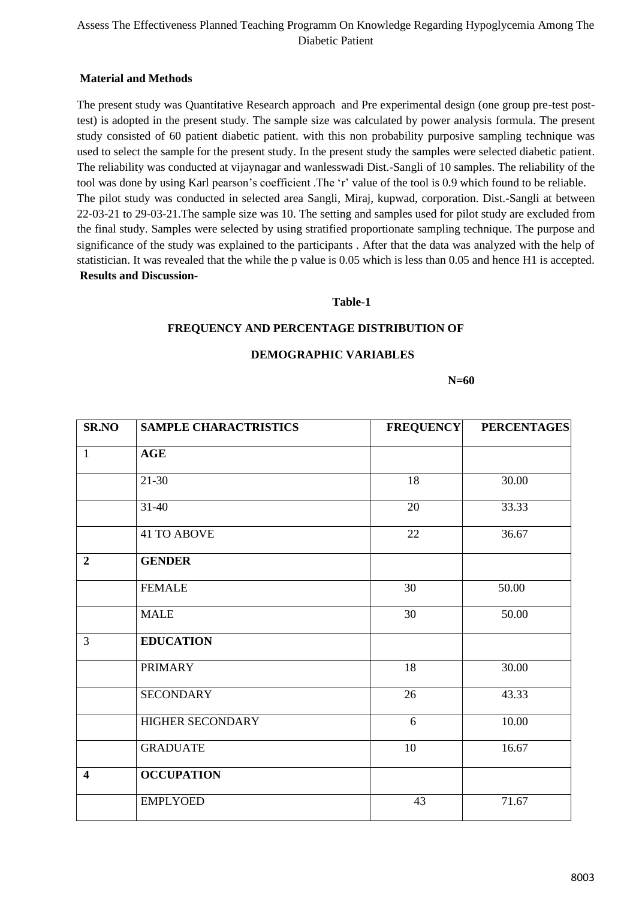**Material and Methods**

The present study was Quantitative Research approach and Pre experimental design (one group pre-test post-test) is adopted in the present study. The sample size was calculated by power analysis formula. The present study consisted of 60 patient diabetic patient. with this non probability purposive sampling technique was used to select the sample for the present study. In the present study the samples were selected diabetic patient. The reliability was conducted at vijaynagar and wanlesswadi Dist.-Sangli of 10 samples. The reliability of the tool was done by using Karl pearson's coefficient .The 'r' value of the tool is 0.9 which found to be reliable.
The pilot study was conducted in selected area Sangli, Miraj, kupwad, corporation. Dist.-Sangli at between 22-03-21 to 29-03-21.The sample size was 10. The setting and samples used for pilot study are excluded from the final study. Samples were selected by using stratified proportionate sampling technique. The purpose and significance of the study was explained to the participants . After that the data was analyzed with the help of statistician. It was revealed that the while the p value is 0.05 which is less than 0.05 and hence H1 is accepted.

**Results and Discussion-**

**Table-1**

**FREQUENCY AND PERCENTAGE DISTRIBUTION OF DEMOGRAPHIC VARIABLES**

**N=60**

| SR.NO | SAMPLE CHARACTRISTICS | FREQUENCY | PERCENTAGES |
|---|---|---|---|
| 1 | **AGE** | | |
| | 21-30 | 18 | 30.00 |
| | 31-40 | 20 | 33.33 |
| | 41 TO ABOVE | 22 | 36.67 |
| **2** | **GENDER** | | |
| | FEMALE | 30 | 50.00 |
| | MALE | 30 | 50.00 |
| 3 | **EDUCATION** | | |
| | PRIMARY | 18 | 30.00 |
| | SECONDARY | 26 | 43.33 |
| | HIGHER SECONDARY | 6 | 10.00 |
| | GRADUATE | 10 | 16.67 |
| **4** | **OCCUPATION** | | |
| | EMPLYOED | 43 | 71.67 |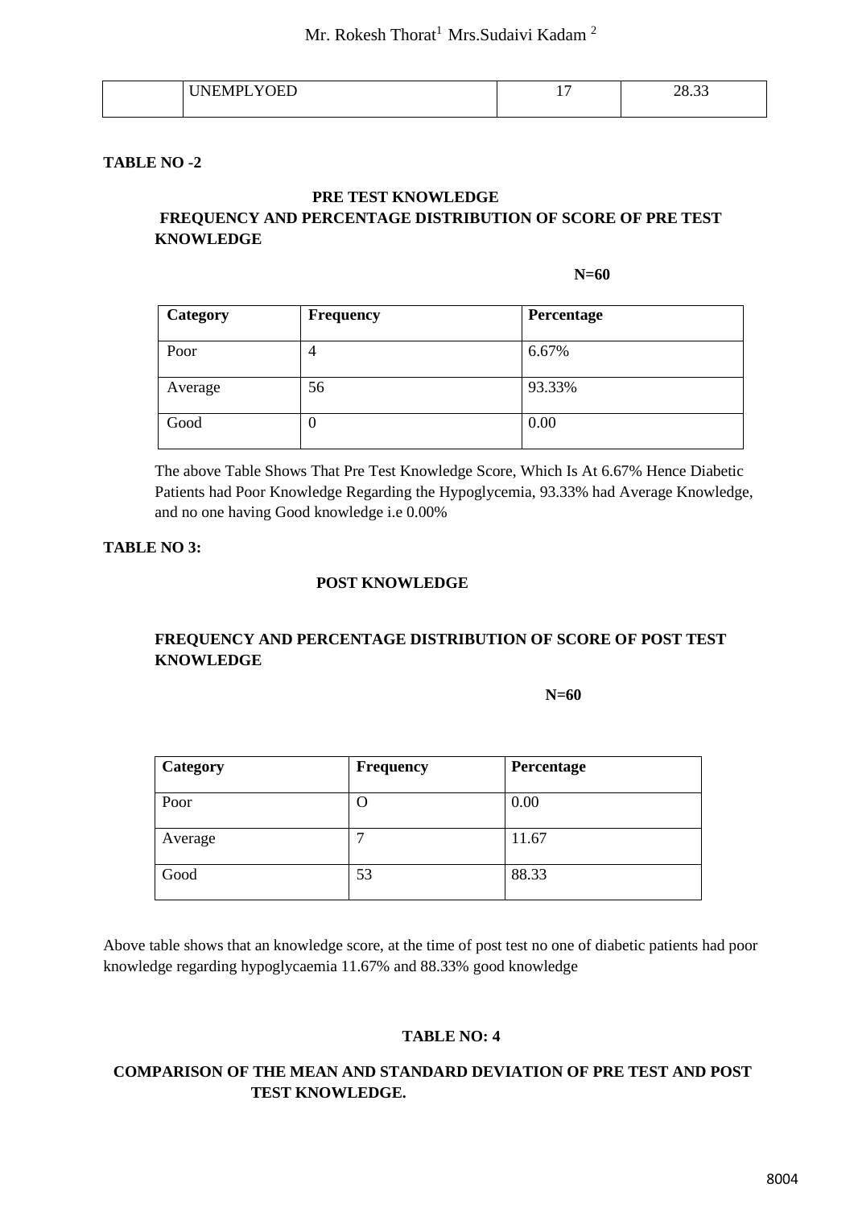| | UNEMPLYOED | 17 | 28.33 |
|---|---|---|---|

**TABLE NO -2**

**PRE TEST KNOWLEDGE**

**FREQUENCY AND PERCENTAGE DISTRIBUTION OF SCORE OF PRE TEST KNOWLEDGE**

**N=60**

| Category | Frequency | Percentage |
|---|---|---|
| Poor | 4 | 6.67% |
| Average | 56 | 93.33% |
| Good | 0 | 0.00 |

The above Table Shows That Pre Test Knowledge Score, Which Is At 6.67% Hence Diabetic Patients had Poor Knowledge Regarding the Hypoglycemia, 93.33% had Average Knowledge, and no one having Good knowledge i.e 0.00%

**TABLE NO 3:**

**POST KNOWLEDGE**

**FREQUENCY AND PERCENTAGE DISTRIBUTION OF SCORE OF POST TEST KNOWLEDGE**

**N=60**

| Category | Frequency | Percentage |
|---|---|---|
| Poor | O | 0.00 |
| Average | 7 | 11.67 |
| Good | 53 | 88.33 |

Above table shows that an knowledge score, at the time of post test no one of diabetic patients had poor knowledge regarding hypoglycaemia 11.67% and 88.33% good knowledge

**TABLE NO: 4**

**COMPARISON OF THE MEAN AND STANDARD DEVIATION OF PRE TEST AND POST TEST KNOWLEDGE.**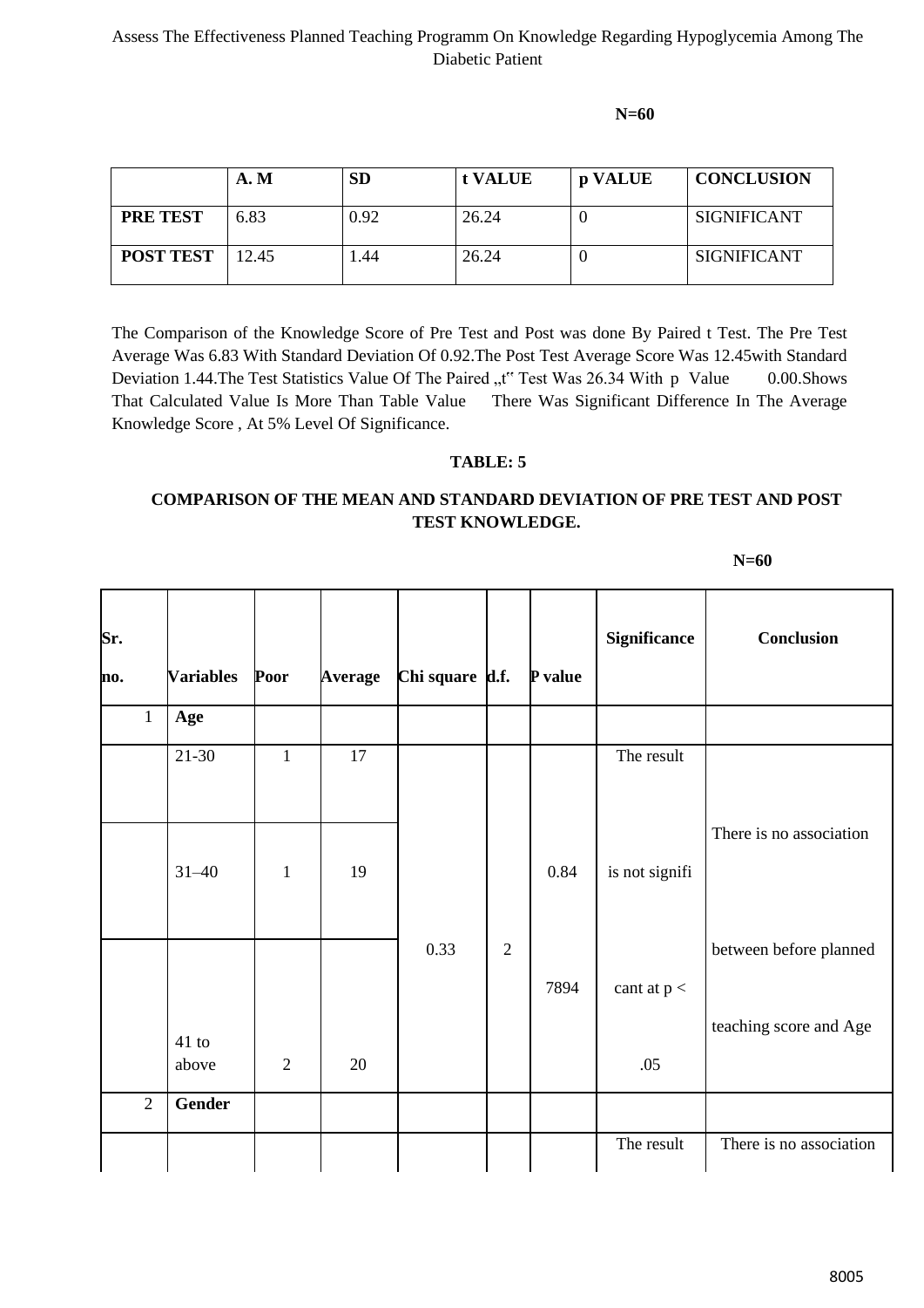Assess The Effectiveness Planned Teaching Programm On Knowledge Regarding Hypoglycemia Among The Diabetic Patient

**N=60**

| | A. M | SD | t VALUE | p VALUE | CONCLUSION |
|---|---|---|---|---|---|
| **PRE TEST** | 6.83 | 0.92 | 26.24 | 0 | SIGNIFICANT |
| **POST TEST** | 12.45 | 1.44 | 26.24 | 0 | SIGNIFICANT |

The Comparison of the Knowledge Score of Pre Test and Post was done By Paired t Test. The Pre Test Average Was 6.83 With Standard Deviation Of 0.92.The Post Test Average Score Was 12.45with Standard Deviation 1.44.The Test Statistics Value Of The Paired „t" Test Was 26.34 With p Value 0.00.Shows That Calculated Value Is More Than Table Value There Was Significant Difference In The Average Knowledge Score , At 5% Level Of Significance.

**TABLE: 5**

**COMPARISON OF THE MEAN AND STANDARD DEVIATION OF PRE TEST AND POST TEST KNOWLEDGE.**

**N=60**

| Sr. no. | Variables | Poor | Average | Chi square | d.f. | P value | Significance | Conclusion |
|---|---|---|---|---|---|---|---|---|
| 1 | **Age** | | | | | | | |
| | 21-30 | 1 | 17 | 0.33 | 2 | 0.84 7894 | The result is not significant at p < .05 | There is no association between before planned teaching score and Age |
| | 31–40 | 1 | 19 | | | | | |
| | 41 to above | 2 | 20 | | | | | |
| 2 | **Gender** | | | | | | | |
| | | | | | | | The result | There is no association |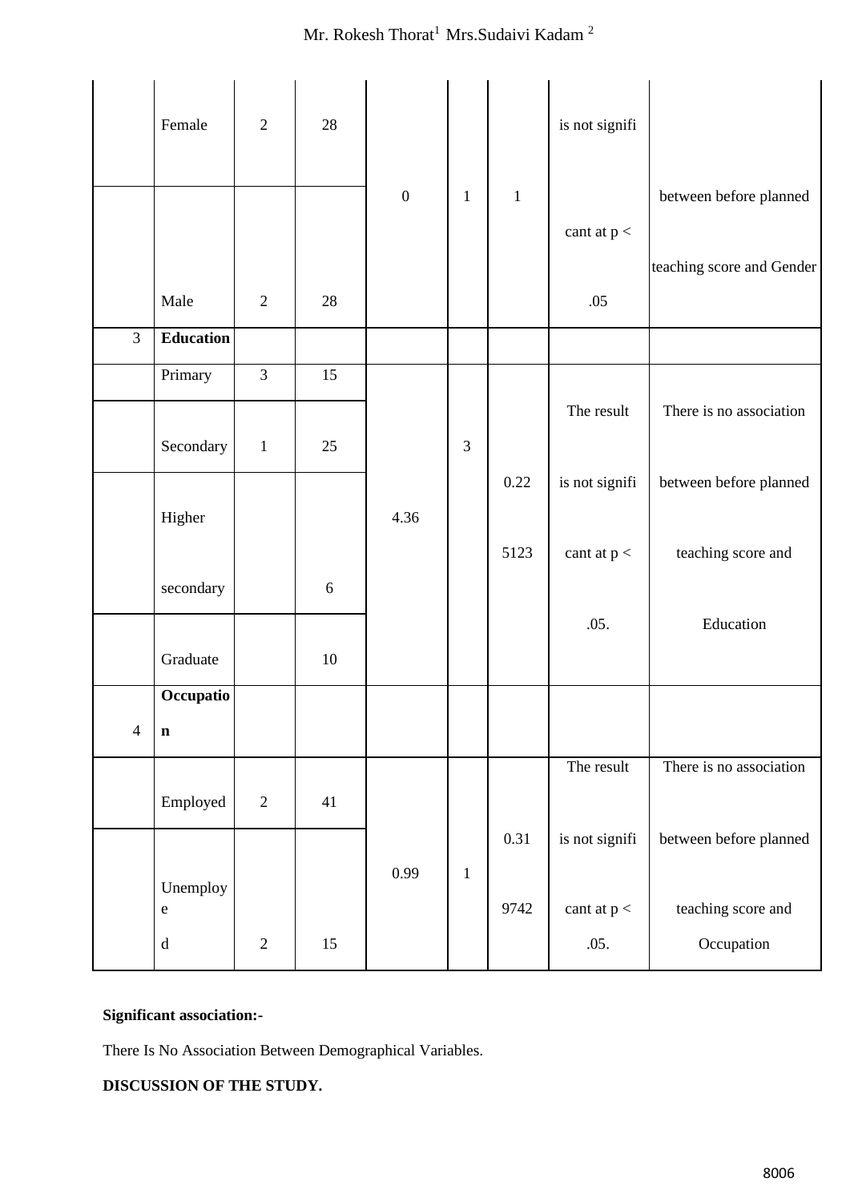|   | Female | 2 | 28 | 0 | 1 | 1 | is not significant at p < .05 | between before planned teaching score and Gender |
|---|---|---|---|---|---|---|---|---|
|   | Male | 2 | 28 |   |   |   |   |   |
| 3 | **Education** |   |   |   |   |   |   |   |
|   | Primary | 3 | 15 | 4.36 | 3 | 0.22 5123 | The result is not significant at p < .05. | There is no association between before planned teaching score and Education |
|   | Secondary | 1 | 25 |   |   |   |   |   |
|   | Higher secondary |   | 6 |   |   |   |   |   |
|   | Graduate |   | 10 |   |   |   |   |   |
| 4 | **Occupation** |   |   |   |   |   |   |   |
|   | Employed | 2 | 41 | 0.99 | 1 | 0.31 9742 | The result is not significant at p < .05. | There is no association between before planned teaching score and Occupation |
|   | Unemployed | 2 | 15 |   |   |   |   |   |

**Significant association:-**

There Is No Association Between Demographical Variables.

**DISCUSSION OF THE STUDY.**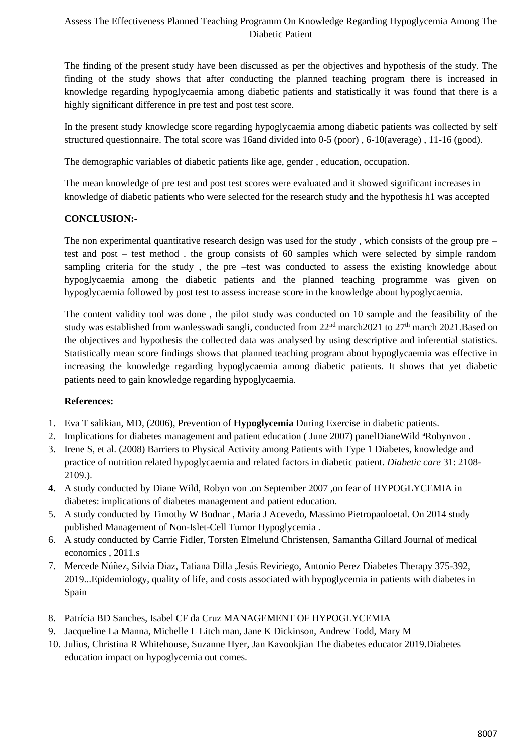The finding of the present study have been discussed as per the objectives and hypothesis of the study. The finding of the study shows that after conducting the planned teaching program there is increased in knowledge regarding hypoglycaemia among diabetic patients and statistically it was found that there is a highly significant difference in pre test and post test score.

In the present study knowledge score regarding hypoglycaemia among diabetic patients was collected by self structured questionnaire. The total score was 16and divided into 0-5 (poor) , 6-10(average) , 11-16 (good).

The demographic variables of diabetic patients like age, gender , education, occupation.

The mean knowledge of pre test and post test scores were evaluated and it showed significant increases in knowledge of diabetic patients who were selected for the research study and the hypothesis h1 was accepted

**CONCLUSION:-**

The non experimental quantitative research design was used for the study , which consists of the group pre – test and post – test method . the group consists of 60 samples which were selected by simple random sampling criteria for the study , the pre –test was conducted to assess the existing knowledge about hypoglycaemia among the diabetic patients and the planned teaching programme was given on hypoglycaemia followed by post test to assess increase score in the knowledge about hypoglycaemia.

The content validity tool was done , the pilot study was conducted on 10 sample and the feasibility of the study was established from wanlesswadi sangli, conducted from 22nd march2021 to 27th march 2021.Based on the objectives and hypothesis the collected data was analysed by using descriptive and inferential statistics. Statistically mean score findings shows that planned teaching program about hypoglycaemia was effective in increasing the knowledge regarding hypoglycaemia among diabetic patients. It shows that yet diabetic patients need to gain knowledge regarding hypoglycaemia.

**References:**

1. Eva T salikian, MD, (2006), Prevention of **Hypoglycemia** During Exercise in diabetic patients.
2. Implications for diabetes management and patient education ( June 2007) panelDianeWild [a]Robynvon .
3. Irene S, et al. (2008) Barriers to Physical Activity among Patients with Type 1 Diabetes, knowledge and practice of nutrition related hypoglycaemia and related factors in diabetic patient. *Diabetic care* 31: 2108-2109.).
4. A study conducted by Diane Wild, Robyn von .on September 2007 ,on fear of HYPOGLYCEMIA in diabetes: implications of diabetes management and patient education.
5. A study conducted by Timothy W Bodnar , Maria J Acevedo, Massimo Pietropaoloetal. On 2014 study published Management of Non-Islet-Cell Tumor Hypoglycemia .
6. A study conducted by Carrie Fidler, Torsten Elmelund Christensen, Samantha Gillard Journal of medical economics , 2011.s
7. Mercede Núñez, Silvia Diaz, Tatiana Dilla ,Jesús Reviriego, Antonio Perez Diabetes Therapy 375-392, 2019...Epidemiology, quality of life, and costs associated with hypoglycemia in patients with diabetes in Spain
8. Patrícia BD Sanches, Isabel CF da Cruz MANAGEMENT OF HYPOGLYCEMIA
9. Jacqueline La Manna, Michelle L Litch man, Jane K Dickinson, Andrew Todd, Mary M
10. Julius, Christina R Whitehouse, Suzanne Hyer, Jan Kavookjian The diabetes educator 2019.Diabetes education impact on hypoglycemia out comes.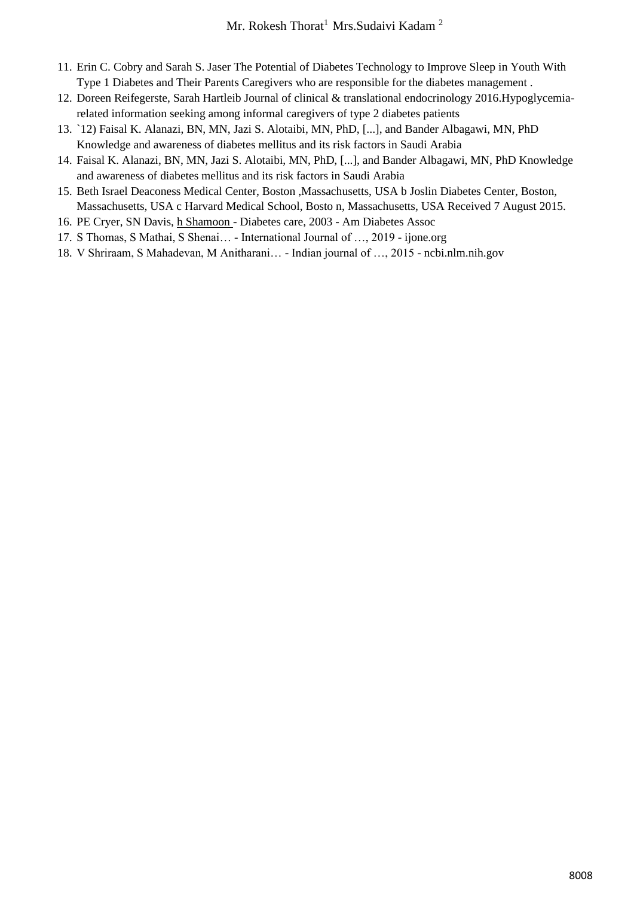11. Erin C. Cobry and Sarah S. Jaser The Potential of Diabetes Technology to Improve Sleep in Youth With Type 1 Diabetes and Their Parents Caregivers who are responsible for the diabetes management .
12. Doreen Reifegerste, Sarah Hartleib Journal of clinical & translational endocrinology 2016.Hypoglycemia-related information seeking among informal caregivers of type 2 diabetes patients
13. `12) Faisal K. Alanazi, BN, MN, Jazi S. Alotaibi, MN, PhD, [...], and Bander Albagawi, MN, PhD Knowledge and awareness of diabetes mellitus and its risk factors in Saudi Arabia
14. Faisal K. Alanazi, BN, MN, Jazi S. Alotaibi, MN, PhD, [...], and Bander Albagawi, MN, PhD Knowledge and awareness of diabetes mellitus and its risk factors in Saudi Arabia
15. Beth Israel Deaconess Medical Center, Boston ,Massachusetts, USA b Joslin Diabetes Center, Boston, Massachusetts, USA c Harvard Medical School, Bosto n, Massachusetts, USA Received 7 August 2015.
16. PE Cryer, SN Davis, h Shamoon - Diabetes care, 2003 - Am Diabetes Assoc
17. S Thomas, S Mathai, S Shenai… - International Journal of …, 2019 - ijone.org
18. V Shriraam, S Mahadevan, M Anitharani… - Indian journal of …, 2015 - ncbi.nlm.nih.gov